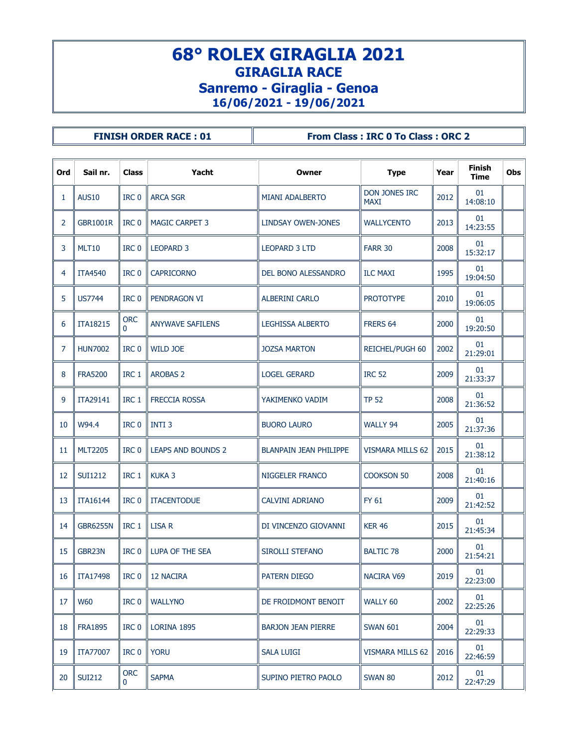# 68° ROLEX GIRAGLIA 2021
## GIRAGLIA RACE
## Sanremo - Giraglia - Genoa
### 16/06/2021 - 19/06/2021

| FINISH ORDER RACE : 01 | From Class : IRC 0 To Class : ORC 2 |
|---|---|

| Ord | Sail nr. | Class | Yacht | Owner | Type | Year | Finish Time | Obs |
|---|---|---|---|---|---|---|---|---|
| 1 | AUS10 | IRC 0 | ARCA SGR | MIANI ADALBERTO | DON JONES IRC MAXI | 2012 | 01 14:08:10 | |
| 2 | GBR1001R | IRC 0 | MAGIC CARPET 3 | LINDSAY OWEN-JONES | WALLYCENTO | 2013 | 01 14:23:55 | |
| 3 | MLT10 | IRC 0 | LEOPARD 3 | LEOPARD 3 LTD | FARR 30 | 2008 | 01 15:32:17 | |
| 4 | ITA4540 | IRC 0 | CAPRICORNO | DEL BONO ALESSANDRO | ILC MAXI | 1995 | 01 19:04:50 | |
| 5 | US7744 | IRC 0 | PENDRAGON VI | ALBERINI CARLO | PROTOTYPE | 2010 | 01 19:06:05 | |
| 6 | ITA18215 | ORC 0 | ANYWAVE SAFILENS | LEGHISSA ALBERTO | FRERS 64 | 2000 | 01 19:20:50 | |
| 7 | HUN7002 | IRC 0 | WILD JOE | JOZSA MARTON | REICHEL/PUGH 60 | 2002 | 01 21:29:01 | |
| 8 | FRA5200 | IRC 1 | AROBAS 2 | LOGEL GERARD | IRC 52 | 2009 | 01 21:33:37 | |
| 9 | ITA29141 | IRC 1 | FRECCIA ROSSA | YAKIMENKO VADIM | TP 52 | 2008 | 01 21:36:52 | |
| 10 | W94.4 | IRC 0 | INTI 3 | BUORO LAURO | WALLY 94 | 2005 | 01 21:37:36 | |
| 11 | MLT2205 | IRC 0 | LEAPS AND BOUNDS 2 | BLANPAIN JEAN PHILIPPE | VISMARA MILLS 62 | 2015 | 01 21:38:12 | |
| 12 | SUI1212 | IRC 1 | KUKA 3 | NIGGELER FRANCO | COOKSON 50 | 2008 | 01 21:40:16 | |
| 13 | ITA16144 | IRC 0 | ITACENTODUE | CALVINI ADRIANO | FY 61 | 2009 | 01 21:42:52 | |
| 14 | GBR6255N | IRC 1 | LISA R | DI VINCENZO GIOVANNI | KER 46 | 2015 | 01 21:45:34 | |
| 15 | GBR23N | IRC 0 | LUPA OF THE SEA | SIROLLI STEFANO | BALTIC 78 | 2000 | 01 21:54:21 | |
| 16 | ITA17498 | IRC 0 | 12 NACIRA | PATERN DIEGO | NACIRA V69 | 2019 | 01 22:23:00 | |
| 17 | W60 | IRC 0 | WALLYNO | DE FROIDMONT BENOIT | WALLY 60 | 2002 | 01 22:25:26 | |
| 18 | FRA1895 | IRC 0 | LORINA 1895 | BARJON JEAN PIERRE | SWAN 601 | 2004 | 01 22:29:33 | |
| 19 | ITA77007 | IRC 0 | YORU | SALA LUIGI | VISMARA MILLS 62 | 2016 | 01 22:46:59 | |
| 20 | SUI212 | ORC 0 | SAPMA | SUPINO PIETRO PAOLO | SWAN 80 | 2012 | 01 22:47:29 | |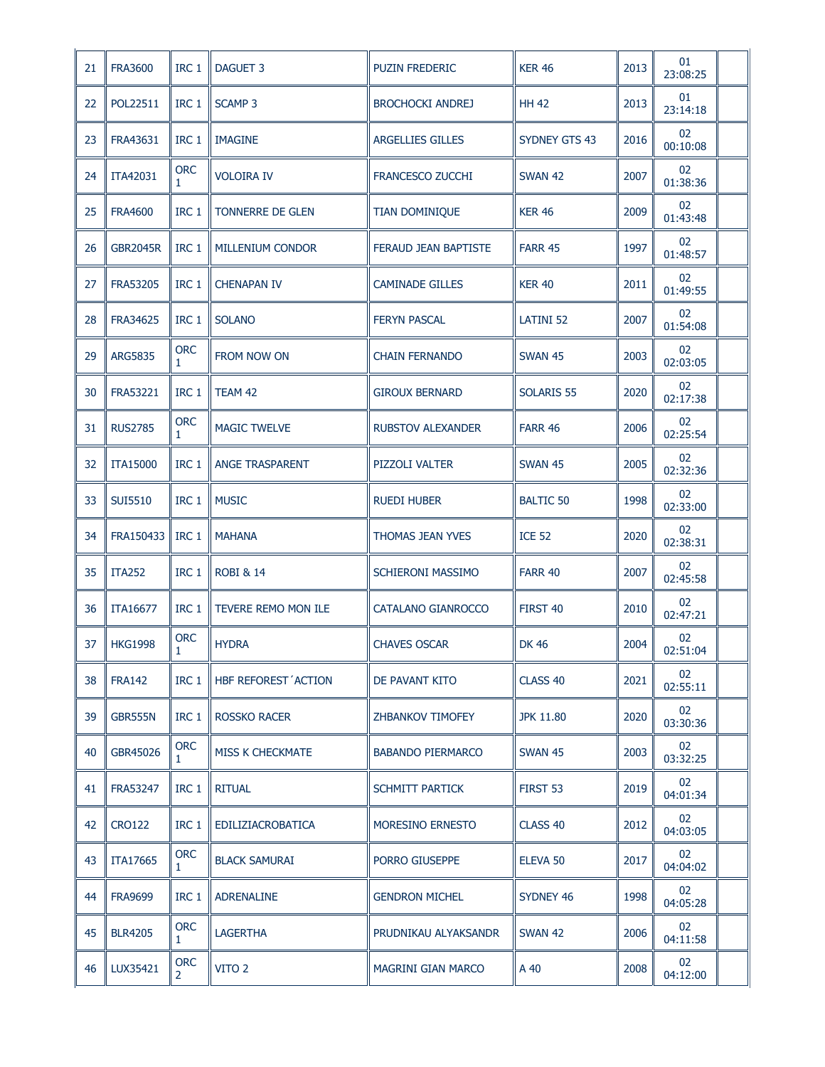| | | | | | | | | |
|---|---|---|---|---|---|---|---|---|
| 21 | FRA3600 | IRC 1 | DAGUET 3 | PUZIN FREDERIC | KER 46 | 2013 | 01 23:08:25 | |
| 22 | POL22511 | IRC 1 | SCAMP 3 | BROCHOCKI ANDREJ | HH 42 | 2013 | 01 23:14:18 | |
| 23 | FRA43631 | IRC 1 | IMAGINE | ARGELLIES GILLES | SYDNEY GTS 43 | 2016 | 02 00:10:08 | |
| 24 | ITA42031 | ORC 1 | VOLOIRA IV | FRANCESCO ZUCCHI | SWAN 42 | 2007 | 02 01:38:36 | |
| 25 | FRA4600 | IRC 1 | TONNERRE DE GLEN | TIAN DOMINIQUE | KER 46 | 2009 | 02 01:43:48 | |
| 26 | GBR2045R | IRC 1 | MILLENIUM CONDOR | FERAUD JEAN BAPTISTE | FARR 45 | 1997 | 02 01:48:57 | |
| 27 | FRA53205 | IRC 1 | CHENAPAN IV | CAMINADE GILLES | KER 40 | 2011 | 02 01:49:55 | |
| 28 | FRA34625 | IRC 1 | SOLANO | FERYN PASCAL | LATINI 52 | 2007 | 02 01:54:08 | |
| 29 | ARG5835 | ORC 1 | FROM NOW ON | CHAIN FERNANDO | SWAN 45 | 2003 | 02 02:03:05 | |
| 30 | FRA53221 | IRC 1 | TEAM 42 | GIROUX BERNARD | SOLARIS 55 | 2020 | 02 02:17:38 | |
| 31 | RUS2785 | ORC 1 | MAGIC TWELVE | RUBSTOV ALEXANDER | FARR 46 | 2006 | 02 02:25:54 | |
| 32 | ITA15000 | IRC 1 | ANGE TRASPARENT | PIZZOLI VALTER | SWAN 45 | 2005 | 02 02:32:36 | |
| 33 | SUI5510 | IRC 1 | MUSIC | RUEDI HUBER | BALTIC 50 | 1998 | 02 02:33:00 | |
| 34 | FRA150433 | IRC 1 | MAHANA | THOMAS JEAN YVES | ICE 52 | 2020 | 02 02:38:31 | |
| 35 | ITA252 | IRC 1 | ROBI & 14 | SCHIERONI MASSIMO | FARR 40 | 2007 | 02 02:45:58 | |
| 36 | ITA16677 | IRC 1 | TEVERE REMO MON ILE | CATALANO GIANROCCO | FIRST 40 | 2010 | 02 02:47:21 | |
| 37 | HKG1998 | ORC 1 | HYDRA | CHAVES OSCAR | DK 46 | 2004 | 02 02:51:04 | |
| 38 | FRA142 | IRC 1 | HBF REFOREST´ACTION | DE PAVANT KITO | CLASS 40 | 2021 | 02 02:55:11 | |
| 39 | GBR555N | IRC 1 | ROSSKO RACER | ZHBANKOV TIMOFEY | JPK 11.80 | 2020 | 02 03:30:36 | |
| 40 | GBR45026 | ORC 1 | MISS K CHECKMATE | BABANDO PIERMARCO | SWAN 45 | 2003 | 02 03:32:25 | |
| 41 | FRA53247 | IRC 1 | RITUAL | SCHMITT PARTICK | FIRST 53 | 2019 | 02 04:01:34 | |
| 42 | CRO122 | IRC 1 | EDILIZIACROBATICA | MORESINO ERNESTO | CLASS 40 | 2012 | 02 04:03:05 | |
| 43 | ITA17665 | ORC 1 | BLACK SAMURAI | PORRO GIUSEPPE | ELEVA 50 | 2017 | 02 04:04:02 | |
| 44 | FRA9699 | IRC 1 | ADRENALINE | GENDRON MICHEL | SYDNEY 46 | 1998 | 02 04:05:28 | |
| 45 | BLR4205 | ORC 1 | LAGERTHA | PRUDNIKAU ALYAKSANDR | SWAN 42 | 2006 | 02 04:11:58 | |
| 46 | LUX35421 | ORC 2 | VITO 2 | MAGRINI GIAN MARCO | A 40 | 2008 | 02 04:12:00 | |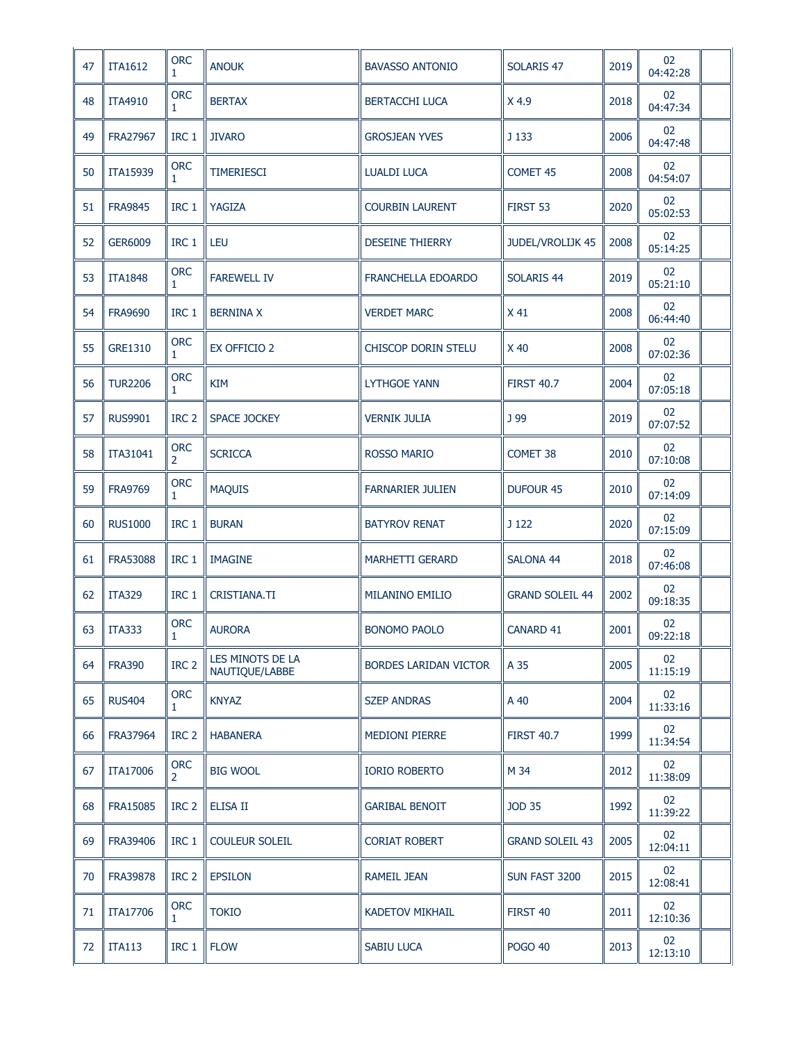| | | | | | | | | |
|---|---|---|---|---|---|---|---|---|
| 47 | ITA1612 | ORC 1 | ANOUK | BAVASSO ANTONIO | SOLARIS 47 | 2019 | 02 04:42:28 | |
| 48 | ITA4910 | ORC 1 | BERTAX | BERTACCHI LUCA | X 4.9 | 2018 | 02 04:47:34 | |
| 49 | FRA27967 | IRC 1 | JIVARO | GROSJEAN YVES | J 133 | 2006 | 02 04:47:48 | |
| 50 | ITA15939 | ORC 1 | TIMERIESCI | LUALDI LUCA | COMET 45 | 2008 | 02 04:54:07 | |
| 51 | FRA9845 | IRC 1 | YAGIZA | COURBIN LAURENT | FIRST 53 | 2020 | 02 05:02:53 | |
| 52 | GER6009 | IRC 1 | LEU | DESEINE THIERRY | JUDEL/VROLIJK 45 | 2008 | 02 05:14:25 | |
| 53 | ITA1848 | ORC 1 | FAREWELL IV | FRANCHELLA EDOARDO | SOLARIS 44 | 2019 | 02 05:21:10 | |
| 54 | FRA9690 | IRC 1 | BERNINA X | VERDET MARC | X 41 | 2008 | 02 06:44:40 | |
| 55 | GRE1310 | ORC 1 | EX OFFICIO 2 | CHISCOP DORIN STELU | X 40 | 2008 | 02 07:02:36 | |
| 56 | TUR2206 | ORC 1 | KIM | LYTHGOE YANN | FIRST 40.7 | 2004 | 02 07:05:18 | |
| 57 | RUS9901 | IRC 2 | SPACE JOCKEY | VERNIK JULIA | J 99 | 2019 | 02 07:07:52 | |
| 58 | ITA31041 | ORC 2 | SCRICCA | ROSSO MARIO | COMET 38 | 2010 | 02 07:10:08 | |
| 59 | FRA9769 | ORC 1 | MAQUIS | FARNARIER JULIEN | DUFOUR 45 | 2010 | 02 07:14:09 | |
| 60 | RUS1000 | IRC 1 | BURAN | BATYROV RENAT | J 122 | 2020 | 02 07:15:09 | |
| 61 | FRA53088 | IRC 1 | IMAGINE | MARHETTI GERARD | SALONA 44 | 2018 | 02 07:46:08 | |
| 62 | ITA329 | IRC 1 | CRISTIANA.TI | MILANINO EMILIO | GRAND SOLEIL 44 | 2002 | 02 09:18:35 | |
| 63 | ITA333 | ORC 1 | AURORA | BONOMO PAOLO | CANARD 41 | 2001 | 02 09:22:18 | |
| 64 | FRA390 | IRC 2 | LES MINOTS DE LA NAUTIQUE/LABBE | BORDES LARIDAN VICTOR | A 35 | 2005 | 02 11:15:19 | |
| 65 | RUS404 | ORC 1 | KNYAZ | SZEP ANDRAS | A 40 | 2004 | 02 11:33:16 | |
| 66 | FRA37964 | IRC 2 | HABANERA | MEDIONI PIERRE | FIRST 40.7 | 1999 | 02 11:34:54 | |
| 67 | ITA17006 | ORC 2 | BIG WOOL | IORIO ROBERTO | M 34 | 2012 | 02 11:38:09 | |
| 68 | FRA15085 | IRC 2 | ELISA II | GARIBAL BENOIT | JOD 35 | 1992 | 02 11:39:22 | |
| 69 | FRA39406 | IRC 1 | COULEUR SOLEIL | CORIAT ROBERT | GRAND SOLEIL 43 | 2005 | 02 12:04:11 | |
| 70 | FRA39878 | IRC 2 | EPSILON | RAMEIL JEAN | SUN FAST 3200 | 2015 | 02 12:08:41 | |
| 71 | ITA17706 | ORC 1 | TOKIO | KADETOV MIKHAIL | FIRST 40 | 2011 | 02 12:10:36 | |
| 72 | ITA113 | IRC 1 | FLOW | SABIU LUCA | POGO 40 | 2013 | 02 12:13:10 | |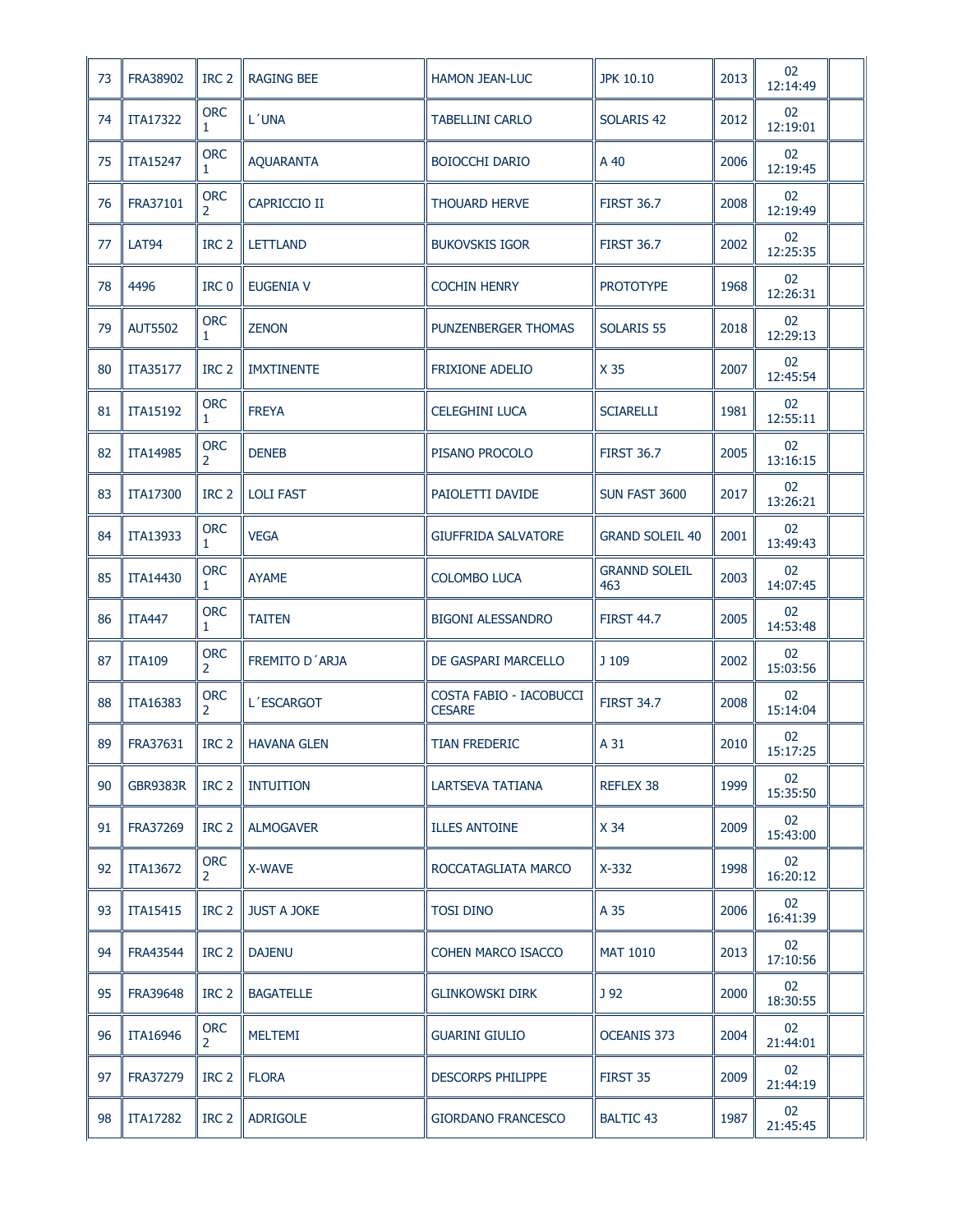| | | | | | | | | |
|---|---|---|---|---|---|---|---|---|
| 73 | FRA38902 | IRC 2 | RAGING BEE | HAMON JEAN-LUC | JPK 10.10 | 2013 | 02 12:14:49 | |
| 74 | ITA17322 | ORC 1 | L´UNA | TABELLINI CARLO | SOLARIS 42 | 2012 | 02 12:19:01 | |
| 75 | ITA15247 | ORC 1 | AQUARANTA | BOIOCCHI DARIO | A 40 | 2006 | 02 12:19:45 | |
| 76 | FRA37101 | ORC 2 | CAPRICCIO II | THOUARD HERVE | FIRST 36.7 | 2008 | 02 12:19:49 | |
| 77 | LAT94 | IRC 2 | LETTLAND | BUKOVSKIS IGOR | FIRST 36.7 | 2002 | 02 12:25:35 | |
| 78 | 4496 | IRC 0 | EUGENIA V | COCHIN HENRY | PROTOTYPE | 1968 | 02 12:26:31 | |
| 79 | AUT5502 | ORC 1 | ZENON | PUNZENBERGER THOMAS | SOLARIS 55 | 2018 | 02 12:29:13 | |
| 80 | ITA35177 | IRC 2 | IMXTINENTE | FRIXIONE ADELIO | X 35 | 2007 | 02 12:45:54 | |
| 81 | ITA15192 | ORC 1 | FREYA | CELEGHINI LUCA | SCIARELLI | 1981 | 02 12:55:11 | |
| 82 | ITA14985 | ORC 2 | DENEB | PISANO PROCOLO | FIRST 36.7 | 2005 | 02 13:16:15 | |
| 83 | ITA17300 | IRC 2 | LOLI FAST | PAIOLETTI DAVIDE | SUN FAST 3600 | 2017 | 02 13:26:21 | |
| 84 | ITA13933 | ORC 1 | VEGA | GIUFFRIDA SALVATORE | GRAND SOLEIL 40 | 2001 | 02 13:49:43 | |
| 85 | ITA14430 | ORC 1 | AYAME | COLOMBO LUCA | GRANND SOLEIL 463 | 2003 | 02 14:07:45 | |
| 86 | ITA447 | ORC 1 | TAITEN | BIGONI ALESSANDRO | FIRST 44.7 | 2005 | 02 14:53:48 | |
| 87 | ITA109 | ORC 2 | FREMITO D´ARJA | DE GASPARI MARCELLO | J 109 | 2002 | 02 15:03:56 | |
| 88 | ITA16383 | ORC 2 | L´ESCARGOT | COSTA FABIO - IACOBUCCI CESARE | FIRST 34.7 | 2008 | 02 15:14:04 | |
| 89 | FRA37631 | IRC 2 | HAVANA GLEN | TIAN FREDERIC | A 31 | 2010 | 02 15:17:25 | |
| 90 | GBR9383R | IRC 2 | INTUITION | LARTSEVA TATIANA | REFLEX 38 | 1999 | 02 15:35:50 | |
| 91 | FRA37269 | IRC 2 | ALMOGAVER | ILLES ANTOINE | X 34 | 2009 | 02 15:43:00 | |
| 92 | ITA13672 | ORC 2 | X-WAVE | ROCCATAGLIATA MARCO | X-332 | 1998 | 02 16:20:12 | |
| 93 | ITA15415 | IRC 2 | JUST A JOKE | TOSI DINO | A 35 | 2006 | 02 16:41:39 | |
| 94 | FRA43544 | IRC 2 | DAJENU | COHEN MARCO ISACCO | MAT 1010 | 2013 | 02 17:10:56 | |
| 95 | FRA39648 | IRC 2 | BAGATELLE | GLINKOWSKI DIRK | J 92 | 2000 | 02 18:30:55 | |
| 96 | ITA16946 | ORC 2 | MELTEMI | GUARINI GIULIO | OCEANIS 373 | 2004 | 02 21:44:01 | |
| 97 | FRA37279 | IRC 2 | FLORA | DESCORPS PHILIPPE | FIRST 35 | 2009 | 02 21:44:19 | |
| 98 | ITA17282 | IRC 2 | ADRIGOLE | GIORDANO FRANCESCO | BALTIC 43 | 1987 | 02 21:45:45 | |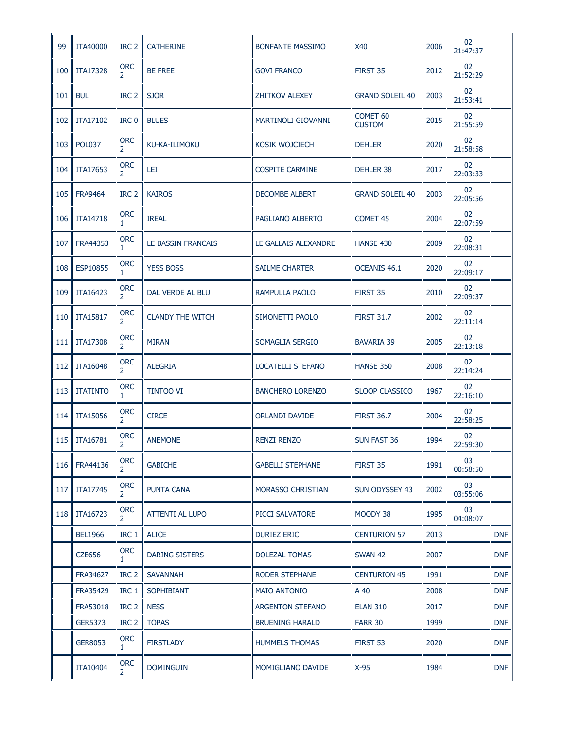| | | | | | | | | |
|---|---|---|---|---|---|---|---|---|
| 99 | ITA40000 | IRC 2 | CATHERINE | BONFANTE MASSIMO | X40 | 2006 | 02 21:47:37 | |
| 100 | ITA17328 | ORC 2 | BE FREE | GOVI FRANCO | FIRST 35 | 2012 | 02 21:52:29 | |
| 101 | BUL | IRC 2 | SJOR | ZHITKOV ALEXEY | GRAND SOLEIL 40 | 2003 | 02 21:53:41 | |
| 102 | ITA17102 | IRC 0 | BLUES | MARTINOLI GIOVANNI | COMET 60 CUSTOM | 2015 | 02 21:55:59 | |
| 103 | POL037 | ORC 2 | KU-KA-ILIMOKU | KOSIK WOJCIECH | DEHLER | 2020 | 02 21:58:58 | |
| 104 | ITA17653 | ORC 2 | LEI | COSPITE CARMINE | DEHLER 38 | 2017 | 02 22:03:33 | |
| 105 | FRA9464 | IRC 2 | KAIROS | DECOMBE ALBERT | GRAND SOLEIL 40 | 2003 | 02 22:05:56 | |
| 106 | ITA14718 | ORC 1 | IREAL | PAGLIANO ALBERTO | COMET 45 | 2004 | 02 22:07:59 | |
| 107 | FRA44353 | ORC 1 | LE BASSIN FRANCAIS | LE GALLAIS ALEXANDRE | HANSE 430 | 2009 | 02 22:08:31 | |
| 108 | ESP10855 | ORC 1 | YESS BOSS | SAILME CHARTER | OCEANIS 46.1 | 2020 | 02 22:09:17 | |
| 109 | ITA16423 | ORC 2 | DAL VERDE AL BLU | RAMPULLA PAOLO | FIRST 35 | 2010 | 02 22:09:37 | |
| 110 | ITA15817 | ORC 2 | CLANDY THE WITCH | SIMONETTI PAOLO | FIRST 31.7 | 2002 | 02 22:11:14 | |
| 111 | ITA17308 | ORC 2 | MIRAN | SOMAGLIA SERGIO | BAVARIA 39 | 2005 | 02 22:13:18 | |
| 112 | ITA16048 | ORC 2 | ALEGRIA | LOCATELLI STEFANO | HANSE 350 | 2008 | 02 22:14:24 | |
| 113 | ITATINTO | ORC 1 | TINTOO VI | BANCHERO LORENZO | SLOOP CLASSICO | 1967 | 02 22:16:10 | |
| 114 | ITA15056 | ORC 2 | CIRCE | ORLANDI DAVIDE | FIRST 36.7 | 2004 | 02 22:58:25 | |
| 115 | ITA16781 | ORC 2 | ANEMONE | RENZI RENZO | SUN FAST 36 | 1994 | 02 22:59:30 | |
| 116 | FRA44136 | ORC 2 | GABICHE | GABELLI STEPHANE | FIRST 35 | 1991 | 03 00:58:50 | |
| 117 | ITA17745 | ORC 2 | PUNTA CANA | MORASSO CHRISTIAN | SUN ODYSSEY 43 | 2002 | 03 03:55:06 | |
| 118 | ITA16723 | ORC 2 | ATTENTI AL LUPO | PICCI SALVATORE | MOODY 38 | 1995 | 03 04:08:07 | |
| | BEL1966 | IRC 1 | ALICE | DURIEZ ERIC | CENTURION 57 | 2013 | | DNF |
| | CZE656 | ORC 1 | DARING SISTERS | DOLEZAL TOMAS | SWAN 42 | 2007 | | DNF |
| | FRA34627 | IRC 2 | SAVANNAH | RODER STEPHANE | CENTURION 45 | 1991 | | DNF |
| | FRA35429 | IRC 1 | SOPHIBIANT | MAIO ANTONIO | A 40 | 2008 | | DNF |
| | FRA53018 | IRC 2 | NESS | ARGENTON STEFANO | ELAN 310 | 2017 | | DNF |
| | GER5373 | IRC 2 | TOPAS | BRUENING HARALD | FARR 30 | 1999 | | DNF |
| | GER8053 | ORC 1 | FIRSTLADY | HUMMELS THOMAS | FIRST 53 | 2020 | | DNF |
| | ITA10404 | ORC 2 | DOMINGUIN | MOMIGLIANO DAVIDE | X-95 | 1984 | | DNF |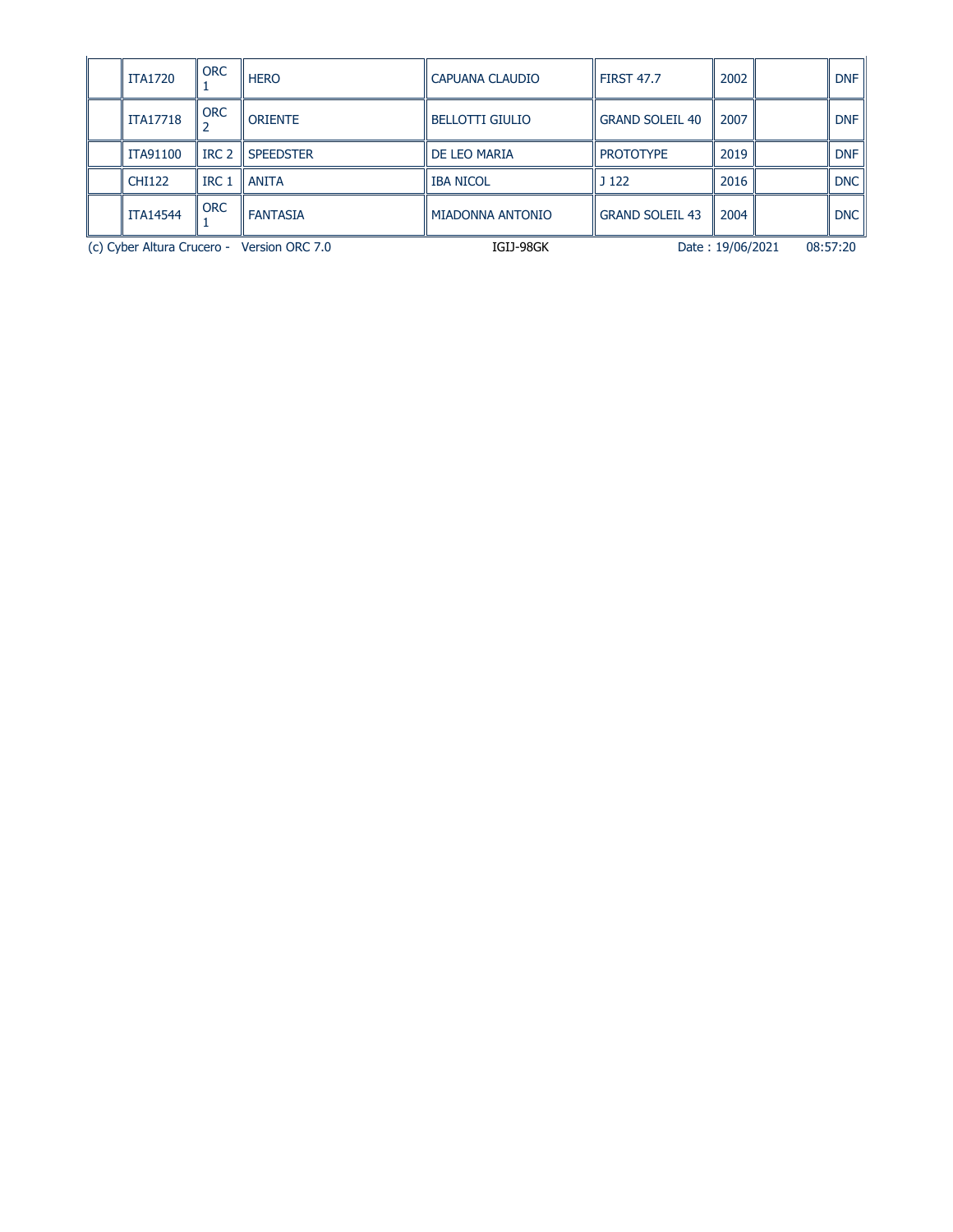| | | | | | | | | |
|---|---|---|---|---|---|---|---|---|
| | ITA1720 | ORC 1 | HERO | CAPUANA CLAUDIO | FIRST 47.7 | 2002 | | DNF |
| | ITA17718 | ORC 2 | ORIENTE | BELLOTTI GIULIO | GRAND SOLEIL 40 | 2007 | | DNF |
| | ITA91100 | IRC 2 | SPEEDSTER | DE LEO MARIA | PROTOTYPE | 2019 | | DNF |
| | CHI122 | IRC 1 | ANITA | IBA NICOL | J 122 | 2016 | | DNC |
| | ITA14544 | ORC 1 | FANTASIA | MIADONNA ANTONIO | GRAND SOLEIL 43 | 2004 | | DNC |

(c) Cyber Altura Crucero - Version ORC 7.0 IGIJ-98GK Date : 19/06/2021 08:57:20